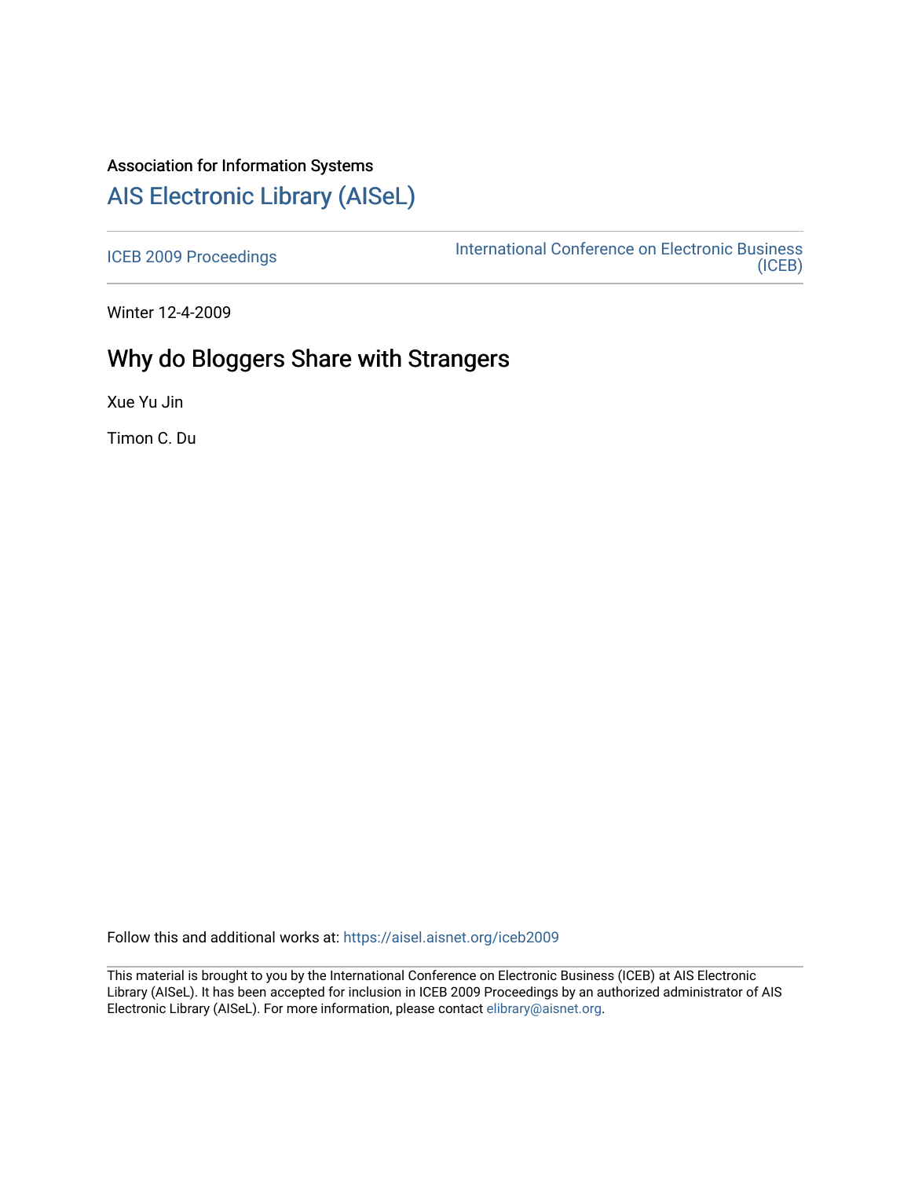Association for Information Systems

# AIS Electronic Library (AISeL)

ICEB 2009 Proceedings

International Conference on Electronic Business (ICEB)

Winter 12-4-2009

## Why do Bloggers Share with Strangers

Xue Yu Jin

Timon C. Du

Follow this and additional works at: https://aisel.aisnet.org/iceb2009

This material is brought to you by the International Conference on Electronic Business (ICEB) at AIS Electronic Library (AISeL). It has been accepted for inclusion in ICEB 2009 Proceedings by an authorized administrator of AIS Electronic Library (AISeL). For more information, please contact elibrary@aisnet.org.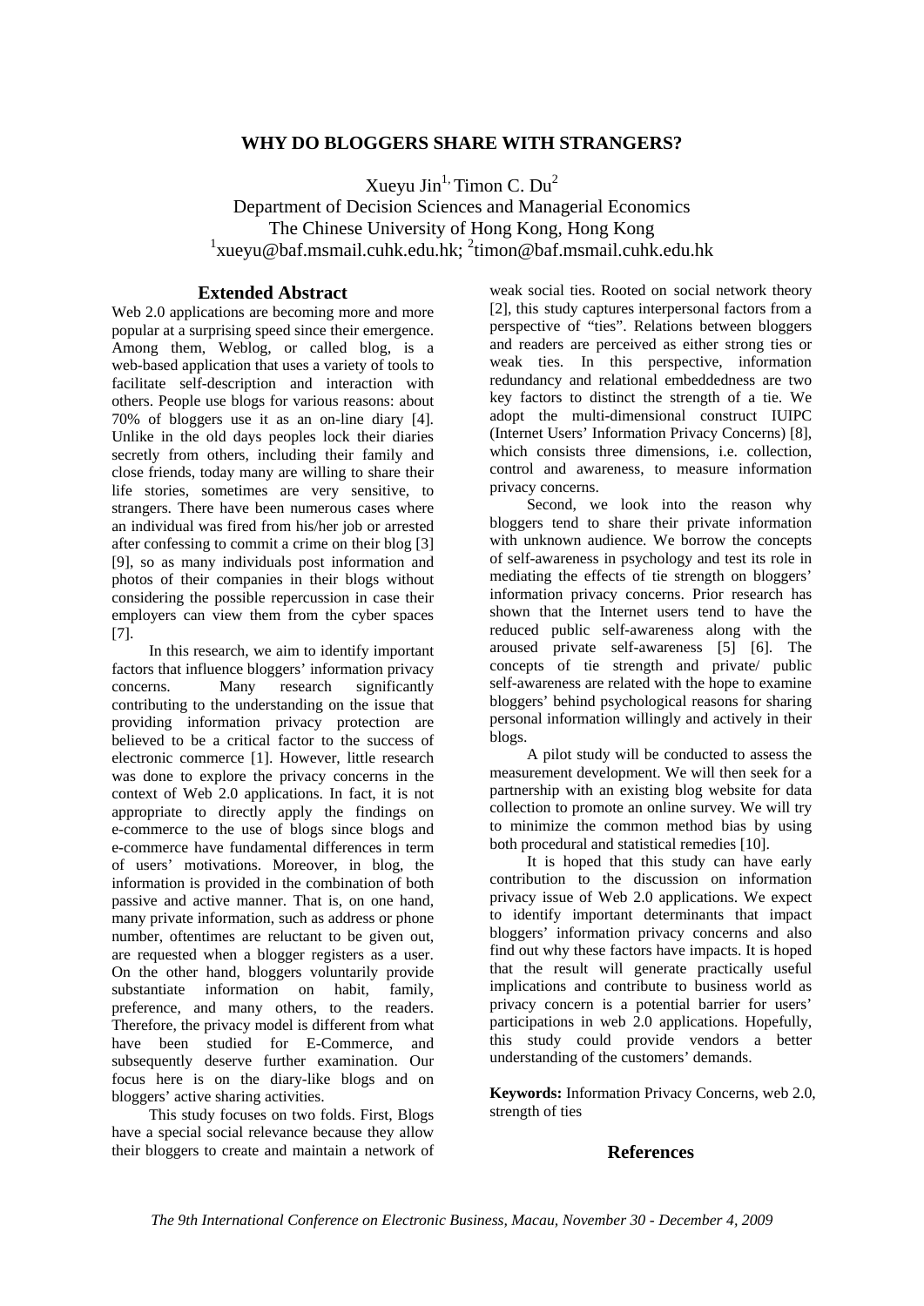# WHY DO BLOGGERS SHARE WITH STRANGERS?

Xueyu Jin[1], Timon C. Du[2]

Department of Decision Sciences and Managerial Economics
The Chinese University of Hong Kong, Hong Kong
[1]xueyu@baf.msmail.cuhk.edu.hk; [2]timon@baf.msmail.cuhk.edu.hk

## Extended Abstract

Web 2.0 applications are becoming more and more popular at a surprising speed since their emergence. Among them, Weblog, or called blog, is a web-based application that uses a variety of tools to facilitate self-description and interaction with others. People use blogs for various reasons: about 70% of bloggers use it as an on-line diary [4]. Unlike in the old days peoples lock their diaries secretly from others, including their family and close friends, today many are willing to share their life stories, sometimes are very sensitive, to strangers. There have been numerous cases where an individual was fired from his/her job or arrested after confessing to commit a crime on their blog [3] [9], so as many individuals post information and photos of their companies in their blogs without considering the possible repercussion in case their employers can view them from the cyber spaces [7].

In this research, we aim to identify important factors that influence bloggers' information privacy concerns. Many research significantly contributing to the understanding on the issue that providing information privacy protection are believed to be a critical factor to the success of electronic commerce [1]. However, little research was done to explore the privacy concerns in the context of Web 2.0 applications. In fact, it is not appropriate to directly apply the findings on e-commerce to the use of blogs since blogs and e-commerce have fundamental differences in term of users' motivations. Moreover, in blog, the information is provided in the combination of both passive and active manner. That is, on one hand, many private information, such as address or phone number, oftentimes are reluctant to be given out, are requested when a blogger registers as a user. On the other hand, bloggers voluntarily provide substantiate information on habit, family, preference, and many others, to the readers. Therefore, the privacy model is different from what have been studied for E-Commerce, and subsequently deserve further examination. Our focus here is on the diary-like blogs and on bloggers' active sharing activities.

This study focuses on two folds. First, Blogs have a special social relevance because they allow their bloggers to create and maintain a network of weak social ties. Rooted on social network theory [2], this study captures interpersonal factors from a perspective of "ties". Relations between bloggers and readers are perceived as either strong ties or weak ties. In this perspective, information redundancy and relational embeddedness are two key factors to distinct the strength of a tie. We adopt the multi-dimensional construct IUIPC (Internet Users' Information Privacy Concerns) [8], which consists three dimensions, i.e. collection, control and awareness, to measure information privacy concerns.

Second, we look into the reason why bloggers tend to share their private information with unknown audience. We borrow the concepts of self-awareness in psychology and test its role in mediating the effects of tie strength on bloggers' information privacy concerns. Prior research has shown that the Internet users tend to have the reduced public self-awareness along with the aroused private self-awareness [5] [6]. The concepts of tie strength and private/ public self-awareness are related with the hope to examine bloggers' behind psychological reasons for sharing personal information willingly and actively in their blogs.

A pilot study will be conducted to assess the measurement development. We will then seek for a partnership with an existing blog website for data collection to promote an online survey. We will try to minimize the common method bias by using both procedural and statistical remedies [10].

It is hoped that this study can have early contribution to the discussion on information privacy issue of Web 2.0 applications. We expect to identify important determinants that impact bloggers' information privacy concerns and also find out why these factors have impacts. It is hoped that the result will generate practically useful implications and contribute to business world as privacy concern is a potential barrier for users' participations in web 2.0 applications. Hopefully, this study could provide vendors a better understanding of the customers' demands.

**Keywords:** Information Privacy Concerns, web 2.0, strength of ties

## References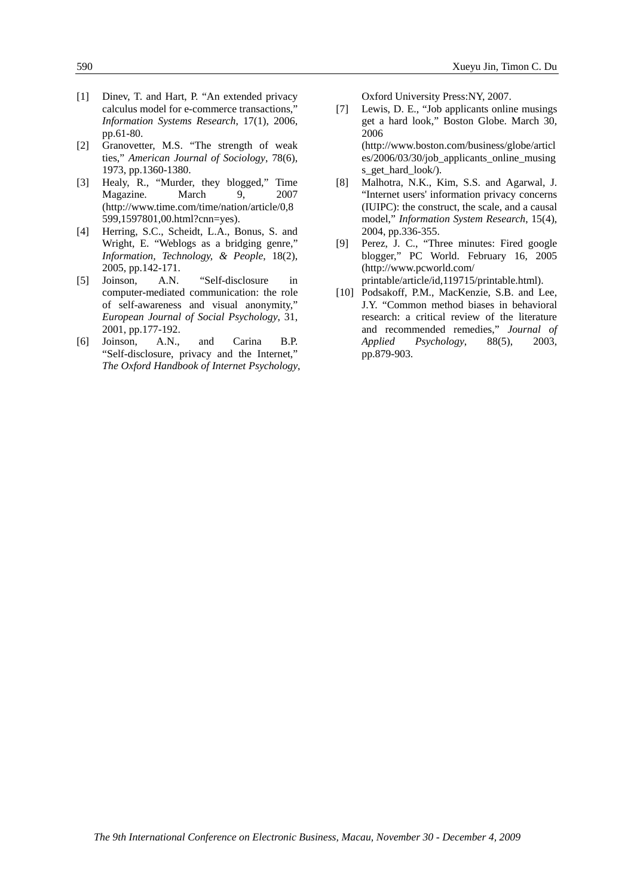[1] Dinev, T. and Hart, P. "An extended privacy calculus model for e-commerce transactions," *Information Systems Research*, 17(1), 2006, pp.61-80.

[2] Granovetter, M.S. "The strength of weak ties," *American Journal of Sociology*, 78(6), 1973, pp.1360-1380.

[3] Healy, R., "Murder, they blogged," Time Magazine. March 9, 2007 (http://www.time.com/time/nation/article/0,8599,1597801,00.html?cnn=yes).

[4] Herring, S.C., Scheidt, L.A., Bonus, S. and Wright, E. "Weblogs as a bridging genre," *Information, Technology, & People*, 18(2), 2005, pp.142-171.

[5] Joinson, A.N. "Self-disclosure in computer-mediated communication: the role of self-awareness and visual anonymity," *European Journal of Social Psychology*, 31, 2001, pp.177-192.

[6] Joinson, A.N., and Carina B.P. "Self-disclosure, privacy and the Internet," *The Oxford Handbook of Internet Psychology*, Oxford University Press:NY, 2007.

[7] Lewis, D. E., "Job applicants online musings get a hard look," Boston Globe. March 30, 2006 (http://www.boston.com/business/globe/articles/2006/03/30/job_applicants_online_musings_get_hard_look/).

[8] Malhotra, N.K., Kim, S.S. and Agarwal, J. "Internet users' information privacy concerns (IUIPC): the construct, the scale, and a causal model," *Information System Research*, 15(4), 2004, pp.336-355.

[9] Perez, J. C., "Three minutes: Fired google blogger," PC World. February 16, 2005 (http://www.pcworld.com/printable/article/id,119715/printable.html).

[10] Podsakoff, P.M., MacKenzie, S.B. and Lee, J.Y. "Common method biases in behavioral research: a critical review of the literature and recommended remedies," *Journal of Applied Psychology*, 88(5), 2003, pp.879-903.